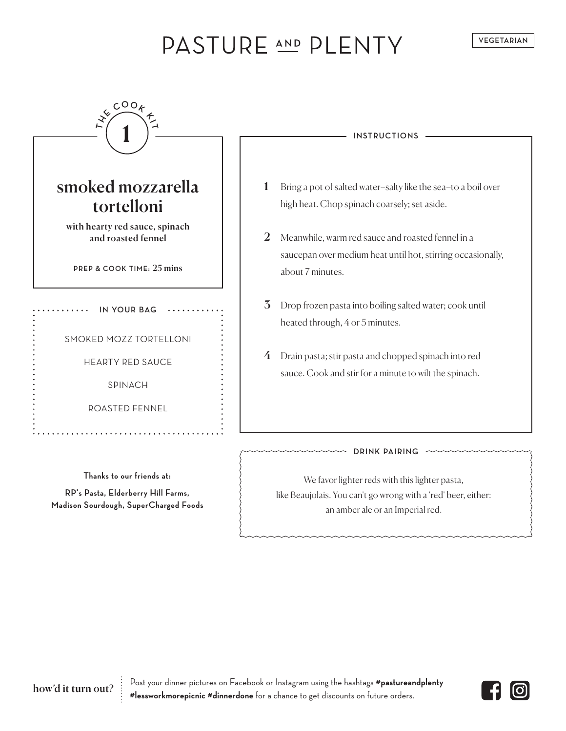# PASTURE AND PLENTY

VEGETARIAN

THE COOK KIT **1**

## smoked mozzarella tortelloni

**with hearty red sauce, spinach and roasted fennel**

PREP & COOK TIME: **25 mins**

### IN YOUR BAG

SMOKED MOZZ TORTELLONI

HEARTY RED SAUCE

SPINACH

ROASTED FENNEL

**Thanks to our friends at:**

**RP's Pasta, Elderberry Hill Farms, Madison Sourdough, SuperCharged Foods**

### INSTRUCTIONS

1. Bring a pot of salted water–salty like the sea–to a boil over high heat. Chop spinach coarsely; set aside.
2. Meanwhile, warm red sauce and roasted fennel in a saucepan over medium heat until hot, stirring occasionally, about 7 minutes.
3. Drop frozen pasta into boiling salted water; cook until heated through, 4 or 5 minutes.
4. Drain pasta; stir pasta and chopped spinach into red sauce. Cook and stir for a minute to wilt the spinach.

### DRINK PAIRING

We favor lighter reds with this lighter pasta, like Beaujolais. You can't go wrong with a 'red' beer, either: an amber ale or an Imperial red.

**how'd it turn out?** Post your dinner pictures on Facebook or Instagram using the hashtags **#pastureandplenty #lessworkmorepicnic #dinnerdone** for a chance to get discounts on future orders.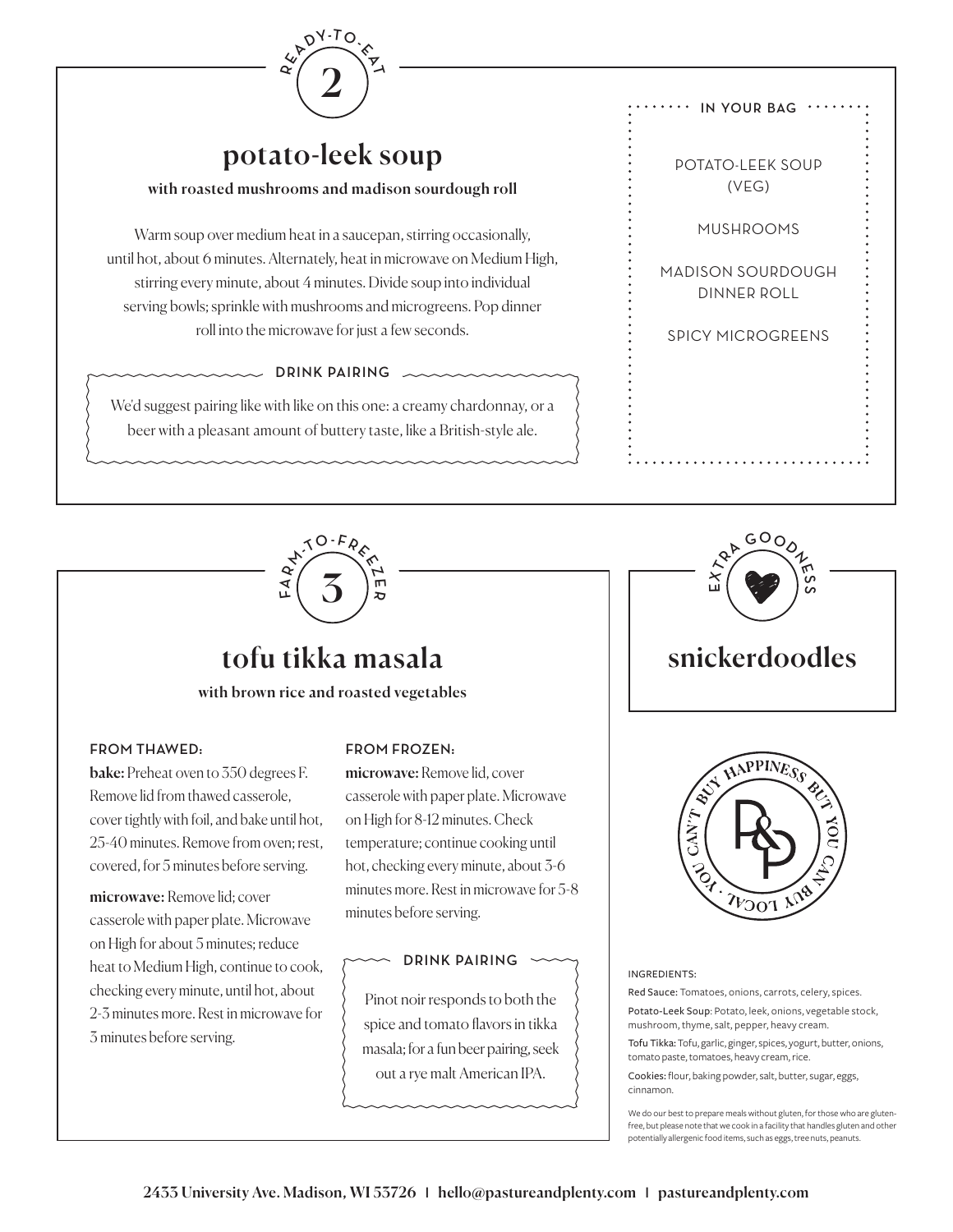READY-TO-EAT 2

## potato-leek soup

**with roasted mushrooms and madison sourdough roll**

Warm soup over medium heat in a saucepan, stirring occasionally, until hot, about 6 minutes. Alternately, heat in microwave on Medium High, stirring every minute, about 4 minutes. Divide soup into individual serving bowls; sprinkle with mushrooms and microgreens. Pop dinner roll into the microwave for just a few seconds.

### DRINK PAIRING

We'd suggest pairing like with like on this one: a creamy chardonnay, or a beer with a pleasant amount of buttery taste, like a British-style ale.

### IN YOUR BAG

POTATO-LEEK SOUP (VEG)

MUSHROOMS

MADISON SOURDOUGH DINNER ROLL

SPICY MICROGREENS

FARM-TO-FREEZER 3

## tofu tikka masala

**with brown rice and roasted vegetables**

### FROM THAWED:

**bake:** Preheat oven to 350 degrees F. Remove lid from thawed casserole, cover tightly with foil, and bake until hot, 25-40 minutes. Remove from oven; rest, covered, for 5 minutes before serving.

**microwave:** Remove lid; cover casserole with paper plate. Microwave on High for about 5 minutes; reduce heat to Medium High, continue to cook, checking every minute, until hot, about 2-3 minutes more. Rest in microwave for 3 minutes before serving.

### FROM FROZEN:

**microwave:** Remove lid, cover casserole with paper plate. Microwave on High for 8-12 minutes. Check temperature; continue cooking until hot, checking every minute, about 3-6 minutes more. Rest in microwave for 5-8 minutes before serving.

### DRINK PAIRING

Pinot noir responds to both the spice and tomato flavors in tikka masala; for a fun beer pairing, seek out a rye malt American IPA.

EXTRA GOODNESS

## snickerdoodles

YOU CAN'T BUY HAPPINESS BUT YOU CAN BUY LOCAL · P&P

INGREDIENTS:

Red Sauce: Tomatoes, onions, carrots, celery, spices.

Potato-Leek Soup: Potato, leek, onions, vegetable stock, mushroom, thyme, salt, pepper, heavy cream.

Tofu Tikka: Tofu, garlic, ginger, spices, yogurt, butter, onions, tomato paste, tomatoes, heavy cream, rice.

Cookies: flour, baking powder, salt, butter, sugar, eggs, cinnamon.

We do our best to prepare meals without gluten, for those who are gluten-free, but please note that we cook in a facility that handles gluten and other potentially allergenic food items, such as eggs, tree nuts, peanuts.

2433 University Ave. Madison, WI 53726 | hello@pastureandplenty.com | pastureandplenty.com